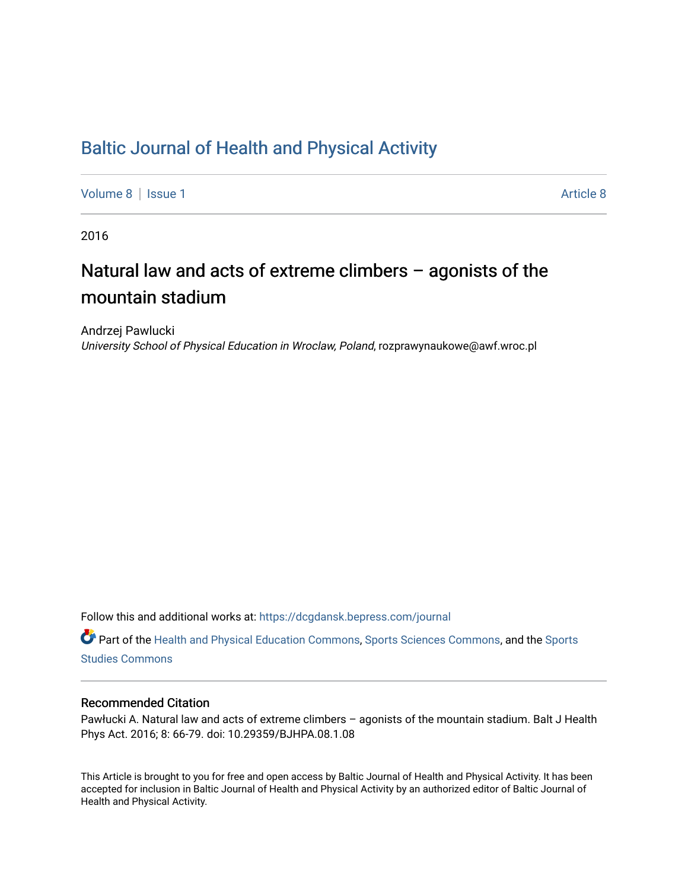# Baltic Journal of Health and Physical Activity

Volume 8 | Issue 1 Article 8

2016

## Natural law and acts of extreme climbers – agonists of the mountain stadium

Andrzej Pawlucki

*University School of Physical Education in Wroclaw, Poland*, rozprawynaukowe@awf.wroc.pl

Follow this and additional works at: https://dcgdansk.bepress.com/journal

Part of the Health and Physical Education Commons, Sports Sciences Commons, and the Sports Studies Commons

### Recommended Citation

Pawłucki A. Natural law and acts of extreme climbers – agonists of the mountain stadium. Balt J Health Phys Act. 2016; 8: 66-79. doi: 10.29359/BJHPA.08.1.08

This Article is brought to you for free and open access by Baltic Journal of Health and Physical Activity. It has been accepted for inclusion in Baltic Journal of Health and Physical Activity by an authorized editor of Baltic Journal of Health and Physical Activity.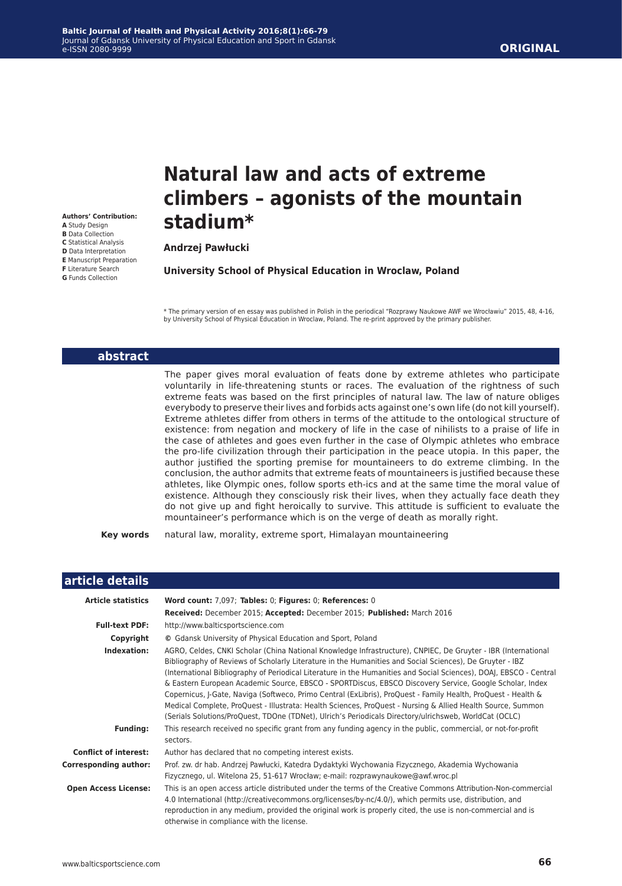**Authors' Contribution:**
**A** Study Design
**B** Data Collection
**C** Statistical Analysis
**D** Data Interpretation
**E** Manuscript Preparation
**F** Literature Search
**G** Funds Collection

ORIGINAL

# Natural law and acts of extreme climbers – agonists of the mountain stadium*

**Andrzej Pawłucki**

**University School of Physical Education in Wroclaw, Poland**

* The primary version of en essay was published in Polish in the periodical "Rozprawy Naukowe AWF we Wrocławiu" 2015, 48, 4-16, by University School of Physical Education in Wroclaw, Poland. The re-print approved by the primary publisher.

## abstract

The paper gives moral evaluation of feats done by extreme athletes who participate voluntarily in life-threatening stunts or races. The evaluation of the rightness of such extreme feats was based on the first principles of natural law. The law of nature obliges everybody to preserve their lives and forbids acts against one's own life (do not kill yourself). Extreme athletes differ from others in terms of the attitude to the ontological structure of existence: from negation and mockery of life in the case of nihilists to a praise of life in the case of athletes and goes even further in the case of Olympic athletes who embrace the pro-life civilization through their participation in the peace utopia. In this paper, the author justified the sporting premise for mountaineers to do extreme climbing. In the conclusion, the author admits that extreme feats of mountaineers is justified because these athletes, like Olympic ones, follow sports eth-ics and at the same time the moral value of existence. Although they consciously risk their lives, when they actually face death they do not give up and fight heroically to survive. This attitude is sufficient to evaluate the mountaineer's performance which is on the verge of death as morally right.

**Key words** natural law, morality, extreme sport, Himalayan mountaineering

## article details

| | |
|---|---|
| **Article statistics** | **Word count:** 7,097; **Tables:** 0; **Figures:** 0; **References:** 0 |
| | **Received:** December 2015; **Accepted:** December 2015; **Published:** March 2016 |
| **Full-text PDF:** | http://www.balticsportscience.com |
| **Copyright** | © Gdansk University of Physical Education and Sport, Poland |
| **Indexation:** | AGRO, Celdes, CNKI Scholar (China National Knowledge Infrastructure), CNPIEC, De Gruyter - IBR (International Bibliography of Reviews of Scholarly Literature in the Humanities and Social Sciences), De Gruyter - IBZ (International Bibliography of Periodical Literature in the Humanities and Social Sciences), DOAJ, EBSCO - Central & Eastern European Academic Source, EBSCO - SPORTDiscus, EBSCO Discovery Service, Google Scholar, Index Copernicus, J-Gate, Naviga (Softweco, Primo Central (ExLibris), ProQuest - Family Health, ProQuest - Health & Medical Complete, ProQuest - Illustrata: Health Sciences, ProQuest - Nursing & Allied Health Source, Summon (Serials Solutions/ProQuest, TDOne (TDNet), Ulrich's Periodicals Directory/ulrichsweb, WorldCat (OCLC) |
| **Funding:** | This research received no specific grant from any funding agency in the public, commercial, or not-for-profit sectors. |
| **Conflict of interest:** | Author has declared that no competing interest exists. |
| **Corresponding author:** | Prof. zw. dr hab. Andrzej Pawłucki, Katedra Dydaktyki Wychowania Fizycznego, Akademia Wychowania Fizycznego, ul. Witelona 25, 51-617 Wrocław; e-mail: rozprawynaukowe@awf.wroc.pl |
| **Open Access License:** | This is an open access article distributed under the terms of the Creative Commons Attribution-Non-commercial 4.0 International (http://creativecommons.org/licenses/by-nc/4.0/), which permits use, distribution, and reproduction in any medium, provided the original work is properly cited, the use is non-commercial and is otherwise in compliance with the license. |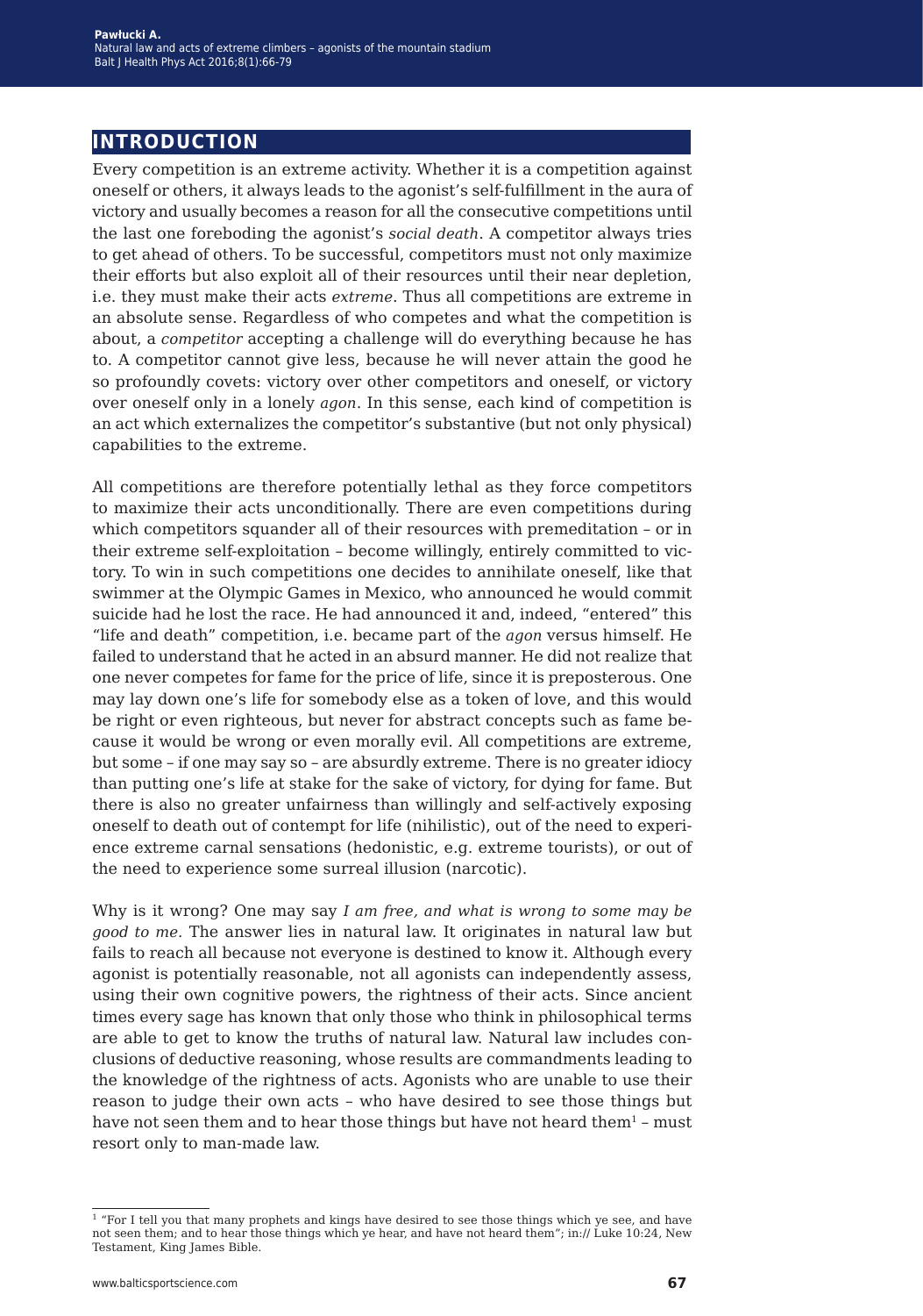## INTRODUCTION

Every competition is an extreme activity. Whether it is a competition against oneself or others, it always leads to the agonist's self-fulfillment in the aura of victory and usually becomes a reason for all the consecutive competitions until the last one foreboding the agonist's *social death*. A competitor always tries to get ahead of others. To be successful, competitors must not only maximize their efforts but also exploit all of their resources until their near depletion, i.e. they must make their acts *extreme*. Thus all competitions are extreme in an absolute sense. Regardless of who competes and what the competition is about, a *competitor* accepting a challenge will do everything because he has to. A competitor cannot give less, because he will never attain the good he so profoundly covets: victory over other competitors and oneself, or victory over oneself only in a lonely *agon*. In this sense, each kind of competition is an act which externalizes the competitor's substantive (but not only physical) capabilities to the extreme.

All competitions are therefore potentially lethal as they force competitors to maximize their acts unconditionally. There are even competitions during which competitors squander all of their resources with premeditation – or in their extreme self-exploitation – become willingly, entirely committed to victory. To win in such competitions one decides to annihilate oneself, like that swimmer at the Olympic Games in Mexico, who announced he would commit suicide had he lost the race. He had announced it and, indeed, "entered" this "life and death" competition, i.e. became part of the *agon* versus himself. He failed to understand that he acted in an absurd manner. He did not realize that one never competes for fame for the price of life, since it is preposterous. One may lay down one's life for somebody else as a token of love, and this would be right or even righteous, but never for abstract concepts such as fame because it would be wrong or even morally evil. All competitions are extreme, but some – if one may say so – are absurdly extreme. There is no greater idiocy than putting one's life at stake for the sake of victory, for dying for fame. But there is also no greater unfairness than willingly and self-actively exposing oneself to death out of contempt for life (nihilistic), out of the need to experience extreme carnal sensations (hedonistic, e.g. extreme tourists), or out of the need to experience some surreal illusion (narcotic).

Why is it wrong? One may say *I am free, and what is wrong to some may be good to me.* The answer lies in natural law. It originates in natural law but fails to reach all because not everyone is destined to know it. Although every agonist is potentially reasonable, not all agonists can independently assess, using their own cognitive powers, the rightness of their acts. Since ancient times every sage has known that only those who think in philosophical terms are able to get to know the truths of natural law. Natural law includes conclusions of deductive reasoning, whose results are commandments leading to the knowledge of the rightness of acts. Agonists who are unable to use their reason to judge their own acts – who have desired to see those things but have not seen them and to hear those things but have not heard them[1] – must resort only to man-made law.

[1] "For I tell you that many prophets and kings have desired to see those things which ye see, and have not seen them; and to hear those things which ye hear, and have not heard them"; in:// Luke 10:24, New Testament, King James Bible.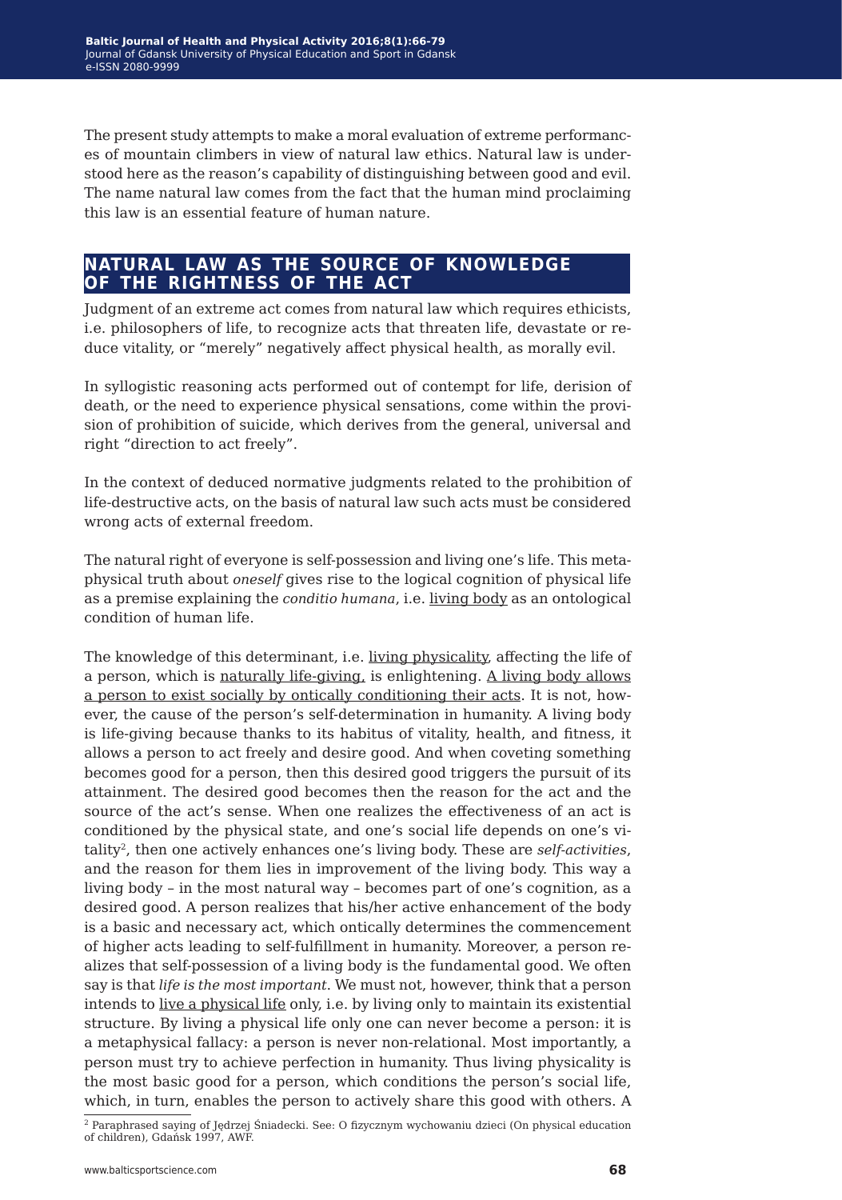The present study attempts to make a moral evaluation of extreme performances of mountain climbers in view of natural law ethics. Natural law is understood here as the reason's capability of distinguishing between good and evil. The name natural law comes from the fact that the human mind proclaiming this law is an essential feature of human nature.

## NATURAL LAW AS THE SOURCE OF KNOWLEDGE OF THE RIGHTNESS OF THE ACT

Judgment of an extreme act comes from natural law which requires ethicists, i.e. philosophers of life, to recognize acts that threaten life, devastate or reduce vitality, or "merely" negatively affect physical health, as morally evil.

In syllogistic reasoning acts performed out of contempt for life, derision of death, or the need to experience physical sensations, come within the provision of prohibition of suicide, which derives from the general, universal and right "direction to act freely".

In the context of deduced normative judgments related to the prohibition of life-destructive acts, on the basis of natural law such acts must be considered wrong acts of external freedom.

The natural right of everyone is self-possession and living one's life. This metaphysical truth about *oneself* gives rise to the logical cognition of physical life as a premise explaining the *conditio humana*, i.e. living body as an ontological condition of human life.

The knowledge of this determinant, i.e. living physicality, affecting the life of a person, which is naturally life-giving, is enlightening. A living body allows a person to exist socially by ontically conditioning their acts. It is not, however, the cause of the person's self-determination in humanity. A living body is life-giving because thanks to its habitus of vitality, health, and fitness, it allows a person to act freely and desire good. And when coveting something becomes good for a person, then this desired good triggers the pursuit of its attainment. The desired good becomes then the reason for the act and the source of the act's sense. When one realizes the effectiveness of an act is conditioned by the physical state, and one's social life depends on one's vitality[2], then one actively enhances one's living body. These are *self-activities*, and the reason for them lies in improvement of the living body. This way a living body – in the most natural way – becomes part of one's cognition, as a desired good. A person realizes that his/her active enhancement of the body is a basic and necessary act, which ontically determines the commencement of higher acts leading to self-fulfillment in humanity. Moreover, a person realizes that self-possession of a living body is the fundamental good. We often say is that *life is the most important*. We must not, however, think that a person intends to live a physical life only, i.e. by living only to maintain its existential structure. By living a physical life only one can never become a person: it is a metaphysical fallacy: a person is never non-relational. Most importantly, a person must try to achieve perfection in humanity. Thus living physicality is the most basic good for a person, which conditions the person's social life, which, in turn, enables the person to actively share this good with others. A

[2] Paraphrased saying of Jędrzej Śniadecki. See: O fizycznym wychowaniu dzieci (On physical education of children), Gdańsk 1997, AWF.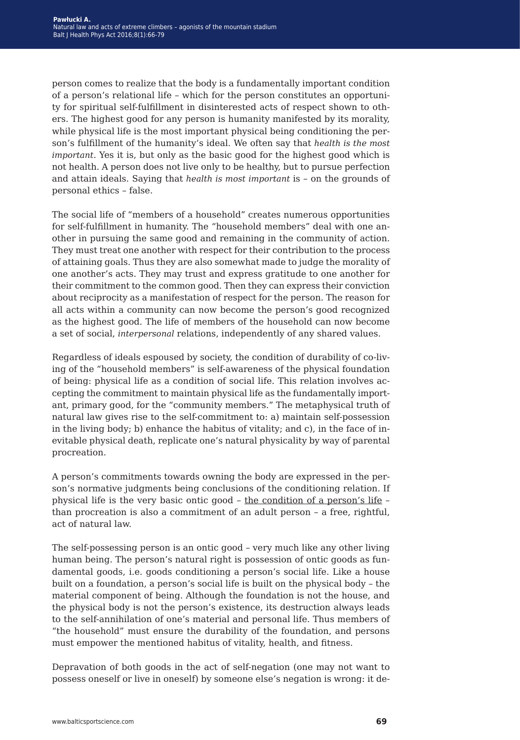person comes to realize that the body is a fundamentally important condition of a person's relational life – which for the person constitutes an opportunity for spiritual self-fulfillment in disinterested acts of respect shown to others. The highest good for any person is humanity manifested by its morality, while physical life is the most important physical being conditioning the person's fulfillment of the humanity's ideal. We often say that *health is the most important*. Yes it is, but only as the basic good for the highest good which is not health. A person does not live only to be healthy, but to pursue perfection and attain ideals. Saying that *health is most important* is – on the grounds of personal ethics – false.

The social life of "members of a household" creates numerous opportunities for self-fulfillment in humanity. The "household members" deal with one another in pursuing the same good and remaining in the community of action. They must treat one another with respect for their contribution to the process of attaining goals. Thus they are also somewhat made to judge the morality of one another's acts. They may trust and express gratitude to one another for their commitment to the common good. Then they can express their conviction about reciprocity as a manifestation of respect for the person. The reason for all acts within a community can now become the person's good recognized as the highest good. The life of members of the household can now become a set of social, *interpersonal* relations, independently of any shared values.

Regardless of ideals espoused by society, the condition of durability of co-living of the "household members" is self-awareness of the physical foundation of being: physical life as a condition of social life. This relation involves accepting the commitment to maintain physical life as the fundamentally important, primary good, for the "community members." The metaphysical truth of natural law gives rise to the self-commitment to: a) maintain self-possession in the living body; b) enhance the habitus of vitality; and c), in the face of inevitable physical death, replicate one's natural physicality by way of parental procreation.

A person's commitments towards owning the body are expressed in the person's normative judgments being conclusions of the conditioning relation. If physical life is the very basic ontic good – <u>the condition of a person's life</u> – than procreation is also a commitment of an adult person – a free, rightful, act of natural law.

The self-possessing person is an ontic good – very much like any other living human being. The person's natural right is possession of ontic goods as fundamental goods, i.e. goods conditioning a person's social life. Like a house built on a foundation, a person's social life is built on the physical body – the material component of being. Although the foundation is not the house, and the physical body is not the person's existence, its destruction always leads to the self-annihilation of one's material and personal life. Thus members of "the household" must ensure the durability of the foundation, and persons must empower the mentioned habitus of vitality, health, and fitness.

Depravation of both goods in the act of self-negation (one may not want to possess oneself or live in oneself) by someone else's negation is wrong: it de-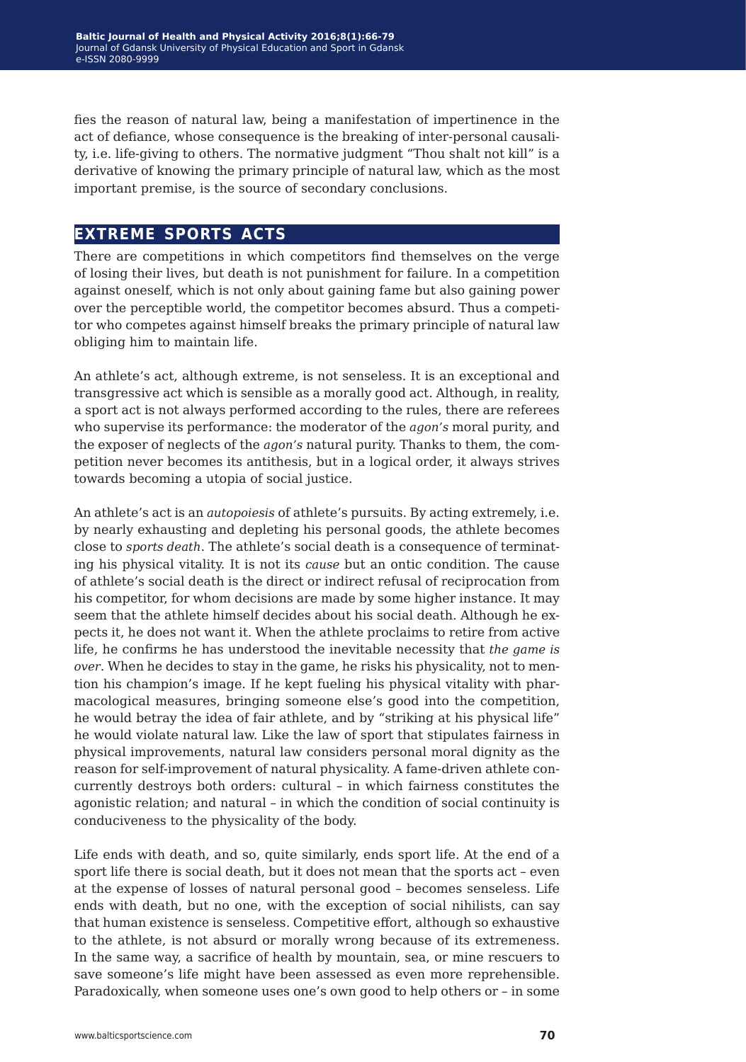fies the reason of natural law, being a manifestation of impertinence in the act of defiance, whose consequence is the breaking of inter-personal causality, i.e. life-giving to others. The normative judgment "Thou shalt not kill" is a derivative of knowing the primary principle of natural law, which as the most important premise, is the source of secondary conclusions.

## EXTREME SPORTS ACTS

There are competitions in which competitors find themselves on the verge of losing their lives, but death is not punishment for failure. In a competition against oneself, which is not only about gaining fame but also gaining power over the perceptible world, the competitor becomes absurd. Thus a competitor who competes against himself breaks the primary principle of natural law obliging him to maintain life.

An athlete's act, although extreme, is not senseless. It is an exceptional and transgressive act which is sensible as a morally good act. Although, in reality, a sport act is not always performed according to the rules, there are referees who supervise its performance: the moderator of the *agon's* moral purity, and the exposer of neglects of the *agon's* natural purity. Thanks to them, the competition never becomes its antithesis, but in a logical order, it always strives towards becoming a utopia of social justice.

An athlete's act is an *autopoiesis* of athlete's pursuits. By acting extremely, i.e. by nearly exhausting and depleting his personal goods, the athlete becomes close to *sports death*. The athlete's social death is a consequence of terminating his physical vitality. It is not its *cause* but an ontic condition. The cause of athlete's social death is the direct or indirect refusal of reciprocation from his competitor, for whom decisions are made by some higher instance. It may seem that the athlete himself decides about his social death. Although he expects it, he does not want it. When the athlete proclaims to retire from active life, he confirms he has understood the inevitable necessity that *the game is over*. When he decides to stay in the game, he risks his physicality, not to mention his champion's image. If he kept fueling his physical vitality with pharmacological measures, bringing someone else's good into the competition, he would betray the idea of fair athlete, and by "striking at his physical life" he would violate natural law. Like the law of sport that stipulates fairness in physical improvements, natural law considers personal moral dignity as the reason for self-improvement of natural physicality. A fame-driven athlete concurrently destroys both orders: cultural – in which fairness constitutes the agonistic relation; and natural – in which the condition of social continuity is conduciveness to the physicality of the body.

Life ends with death, and so, quite similarly, ends sport life. At the end of a sport life there is social death, but it does not mean that the sports act – even at the expense of losses of natural personal good – becomes senseless. Life ends with death, but no one, with the exception of social nihilists, can say that human existence is senseless. Competitive effort, although so exhaustive to the athlete, is not absurd or morally wrong because of its extremeness. In the same way, a sacrifice of health by mountain, sea, or mine rescuers to save someone's life might have been assessed as even more reprehensible. Paradoxically, when someone uses one's own good to help others or – in some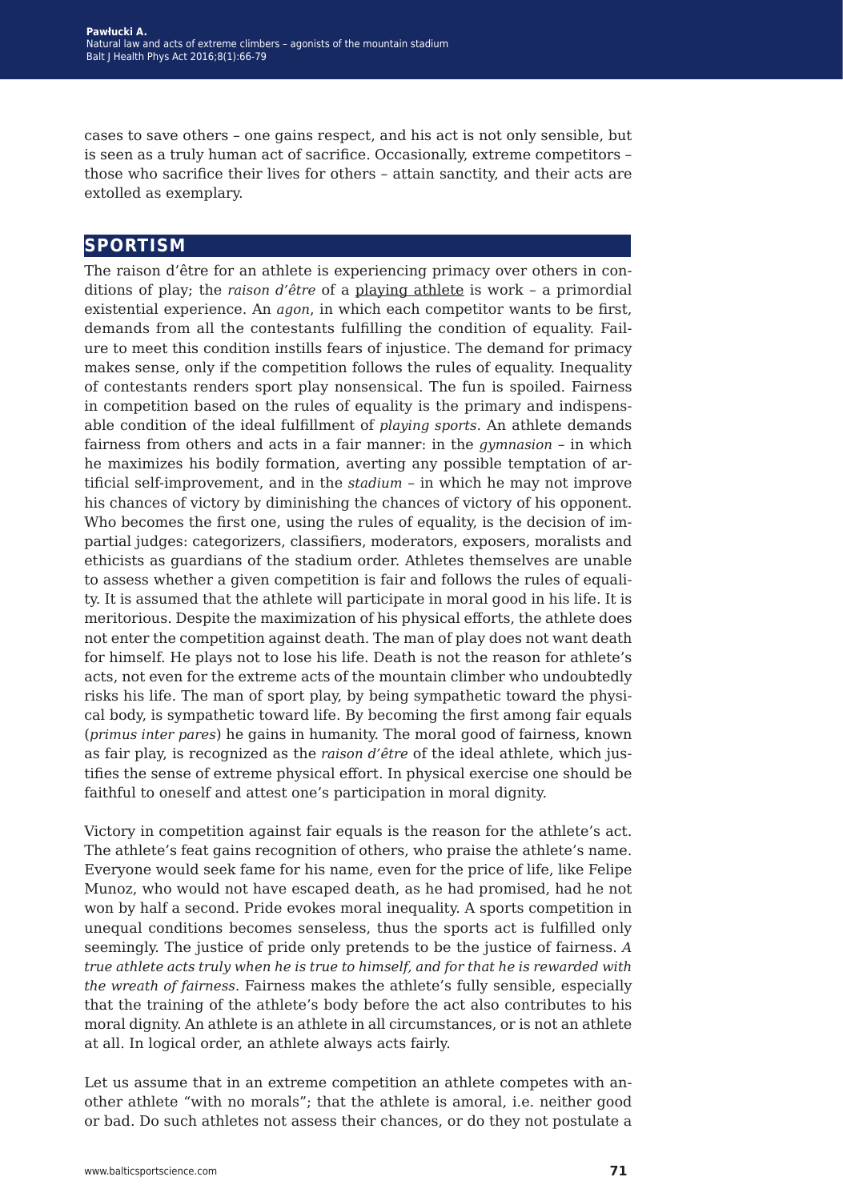cases to save others – one gains respect, and his act is not only sensible, but is seen as a truly human act of sacrifice. Occasionally, extreme competitors – those who sacrifice their lives for others – attain sanctity, and their acts are extolled as exemplary.

## SPORTISM

The raison d'être for an athlete is experiencing primacy over others in conditions of play; the *raison d'être* of a playing athlete is work – a primordial existential experience. An *agon*, in which each competitor wants to be first, demands from all the contestants fulfilling the condition of equality. Failure to meet this condition instills fears of injustice. The demand for primacy makes sense, only if the competition follows the rules of equality. Inequality of contestants renders sport play nonsensical. The fun is spoiled. Fairness in competition based on the rules of equality is the primary and indispensable condition of the ideal fulfillment of *playing sports*. An athlete demands fairness from others and acts in a fair manner: in the *gymnasion* – in which he maximizes his bodily formation, averting any possible temptation of artificial self-improvement, and in the *stadium* – in which he may not improve his chances of victory by diminishing the chances of victory of his opponent. Who becomes the first one, using the rules of equality, is the decision of impartial judges: categorizers, classifiers, moderators, exposers, moralists and ethicists as guardians of the stadium order. Athletes themselves are unable to assess whether a given competition is fair and follows the rules of equality. It is assumed that the athlete will participate in moral good in his life. It is meritorious. Despite the maximization of his physical efforts, the athlete does not enter the competition against death. The man of play does not want death for himself. He plays not to lose his life. Death is not the reason for athlete's acts, not even for the extreme acts of the mountain climber who undoubtedly risks his life. The man of sport play, by being sympathetic toward the physical body, is sympathetic toward life. By becoming the first among fair equals (*primus inter pares*) he gains in humanity. The moral good of fairness, known as fair play, is recognized as the *raison d'être* of the ideal athlete, which justifies the sense of extreme physical effort. In physical exercise one should be faithful to oneself and attest one's participation in moral dignity.

Victory in competition against fair equals is the reason for the athlete's act. The athlete's feat gains recognition of others, who praise the athlete's name. Everyone would seek fame for his name, even for the price of life, like Felipe Munoz, who would not have escaped death, as he had promised, had he not won by half a second. Pride evokes moral inequality. A sports competition in unequal conditions becomes senseless, thus the sports act is fulfilled only seemingly. The justice of pride only pretends to be the justice of fairness. *A true athlete acts truly when he is true to himself, and for that he is rewarded with the wreath of fairness*. Fairness makes the athlete's fully sensible, especially that the training of the athlete's body before the act also contributes to his moral dignity. An athlete is an athlete in all circumstances, or is not an athlete at all. In logical order, an athlete always acts fairly.

Let us assume that in an extreme competition an athlete competes with another athlete "with no morals"; that the athlete is amoral, i.e. neither good or bad. Do such athletes not assess their chances, or do they not postulate a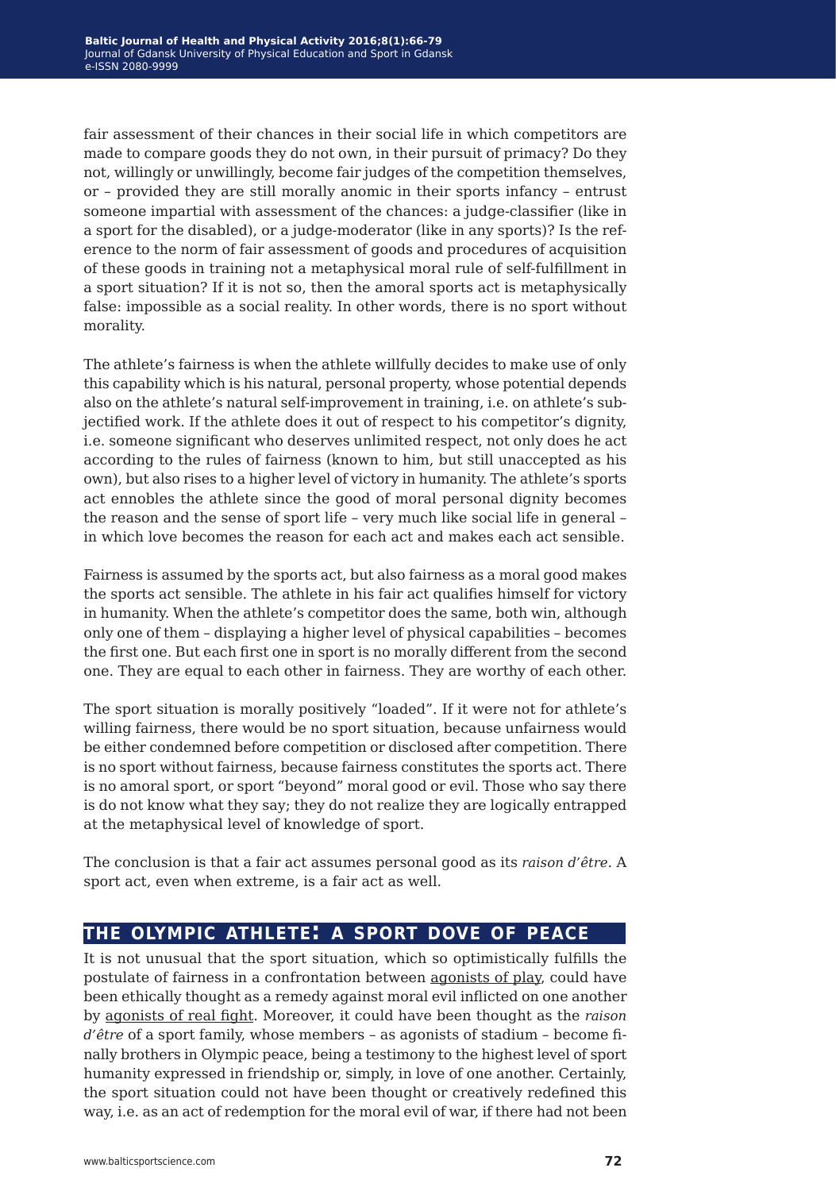fair assessment of their chances in their social life in which competitors are made to compare goods they do not own, in their pursuit of primacy? Do they not, willingly or unwillingly, become fair judges of the competition themselves, or – provided they are still morally anomic in their sports infancy – entrust someone impartial with assessment of the chances: a judge-classifier (like in a sport for the disabled), or a judge-moderator (like in any sports)? Is the reference to the norm of fair assessment of goods and procedures of acquisition of these goods in training not a metaphysical moral rule of self-fulfillment in a sport situation? If it is not so, then the amoral sports act is metaphysically false: impossible as a social reality. In other words, there is no sport without morality.

The athlete's fairness is when the athlete willfully decides to make use of only this capability which is his natural, personal property, whose potential depends also on the athlete's natural self-improvement in training, i.e. on athlete's subjectified work. If the athlete does it out of respect to his competitor's dignity, i.e. someone significant who deserves unlimited respect, not only does he act according to the rules of fairness (known to him, but still unaccepted as his own), but also rises to a higher level of victory in humanity. The athlete's sports act ennobles the athlete since the good of moral personal dignity becomes the reason and the sense of sport life – very much like social life in general – in which love becomes the reason for each act and makes each act sensible.

Fairness is assumed by the sports act, but also fairness as a moral good makes the sports act sensible. The athlete in his fair act qualifies himself for victory in humanity. When the athlete's competitor does the same, both win, although only one of them – displaying a higher level of physical capabilities – becomes the first one. But each first one in sport is no morally different from the second one. They are equal to each other in fairness. They are worthy of each other.

The sport situation is morally positively "loaded". If it were not for athlete's willing fairness, there would be no sport situation, because unfairness would be either condemned before competition or disclosed after competition. There is no sport without fairness, because fairness constitutes the sports act. There is no amoral sport, or sport "beyond" moral good or evil. Those who say there is do not know what they say; they do not realize they are logically entrapped at the metaphysical level of knowledge of sport.

The conclusion is that a fair act assumes personal good as its *raison d'être*. A sport act, even when extreme, is a fair act as well.

## THE OLYMPIC ATHLETE: A SPORT DOVE OF PEACE

It is not unusual that the sport situation, which so optimistically fulfills the postulate of fairness in a confrontation between agonists of play, could have been ethically thought as a remedy against moral evil inflicted on one another by agonists of real fight. Moreover, it could have been thought as the *raison d'être* of a sport family, whose members – as agonists of stadium – become finally brothers in Olympic peace, being a testimony to the highest level of sport humanity expressed in friendship or, simply, in love of one another. Certainly, the sport situation could not have been thought or creatively redefined this way, i.e. as an act of redemption for the moral evil of war, if there had not been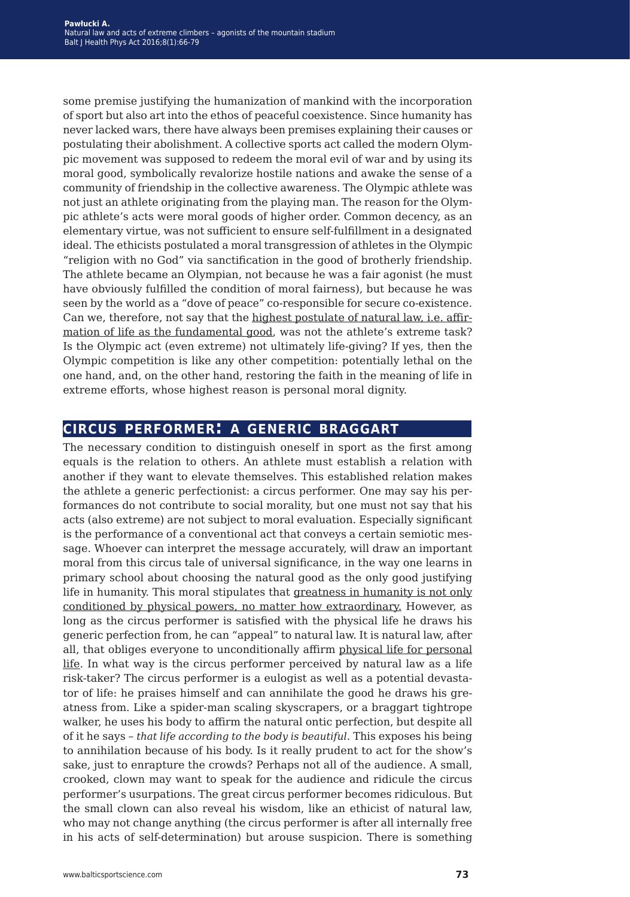some premise justifying the humanization of mankind with the incorporation of sport but also art into the ethos of peaceful coexistence. Since humanity has never lacked wars, there have always been premises explaining their causes or postulating their abolishment. A collective sports act called the modern Olympic movement was supposed to redeem the moral evil of war and by using its moral good, symbolically revalorize hostile nations and awake the sense of a community of friendship in the collective awareness. The Olympic athlete was not just an athlete originating from the playing man. The reason for the Olympic athlete's acts were moral goods of higher order. Common decency, as an elementary virtue, was not sufficient to ensure self-fulfillment in a designated ideal. The ethicists postulated a moral transgression of athletes in the Olympic "religion with no God" via sanctification in the good of brotherly friendship. The athlete became an Olympian, not because he was a fair agonist (he must have obviously fulfilled the condition of moral fairness), but because he was seen by the world as a "dove of peace" co-responsible for secure co-existence. Can we, therefore, not say that the <u>highest postulate of natural law, i.e. affirmation of life as the fundamental good</u>, was not the athlete's extreme task? Is the Olympic act (even extreme) not ultimately life-giving? If yes, then the Olympic competition is like any other competition: potentially lethal on the one hand, and, on the other hand, restoring the faith in the meaning of life in extreme efforts, whose highest reason is personal moral dignity.

## CIRCUS PERFORMER: A GENERIC BRAGGART

The necessary condition to distinguish oneself in sport as the first among equals is the relation to others. An athlete must establish a relation with another if they want to elevate themselves. This established relation makes the athlete a generic perfectionist: a circus performer. One may say his performances do not contribute to social morality, but one must not say that his acts (also extreme) are not subject to moral evaluation. Especially significant is the performance of a conventional act that conveys a certain semiotic message. Whoever can interpret the message accurately, will draw an important moral from this circus tale of universal significance, in the way one learns in primary school about choosing the natural good as the only good justifying life in humanity. This moral stipulates that <u>greatness in humanity is not only conditioned by physical powers, no matter how extraordinary.</u> However, as long as the circus performer is satisfied with the physical life he draws his generic perfection from, he can "appeal" to natural law. It is natural law, after all, that obliges everyone to unconditionally affirm <u>physical life for personal life</u>. In what way is the circus performer perceived by natural law as a life risk-taker? The circus performer is a eulogist as well as a potential devastator of life: he praises himself and can annihilate the good he draws his greatness from. Like a spider-man scaling skyscrapers, or a braggart tightrope walker, he uses his body to affirm the natural ontic perfection, but despite all of it he says – *that life according to the body is beautiful*. This exposes his being to annihilation because of his body. Is it really prudent to act for the show's sake, just to enrapture the crowds? Perhaps not all of the audience. A small, crooked, clown may want to speak for the audience and ridicule the circus performer's usurpations. The great circus performer becomes ridiculous. But the small clown can also reveal his wisdom, like an ethicist of natural law, who may not change anything (the circus performer is after all internally free in his acts of self-determination) but arouse suspicion. There is something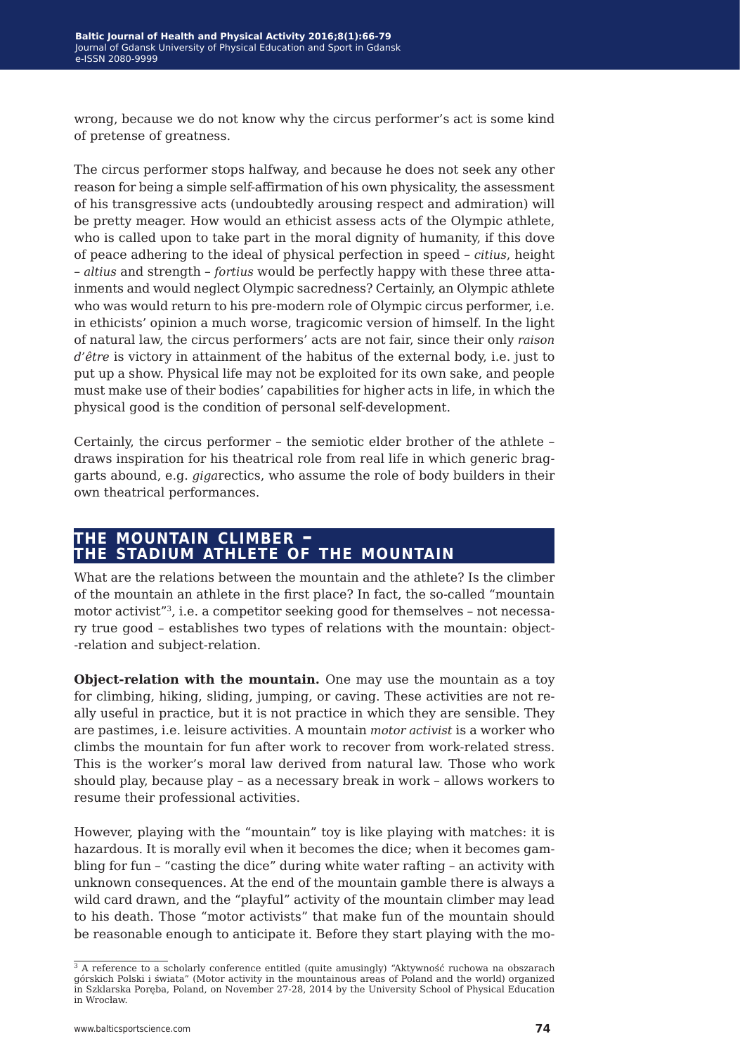wrong, because we do not know why the circus performer's act is some kind of pretense of greatness.

The circus performer stops halfway, and because he does not seek any other reason for being a simple self-affirmation of his own physicality, the assessment of his transgressive acts (undoubtedly arousing respect and admiration) will be pretty meager. How would an ethicist assess acts of the Olympic athlete, who is called upon to take part in the moral dignity of humanity, if this dove of peace adhering to the ideal of physical perfection in speed – *citius*, height – *altius* and strength – *fortius* would be perfectly happy with these three attainments and would neglect Olympic sacredness? Certainly, an Olympic athlete who was would return to his pre-modern role of Olympic circus performer, i.e. in ethicists' opinion a much worse, tragicomic version of himself. In the light of natural law, the circus performers' acts are not fair, since their only *raison d'être* is victory in attainment of the habitus of the external body, i.e. just to put up a show. Physical life may not be exploited for its own sake, and people must make use of their bodies' capabilities for higher acts in life, in which the physical good is the condition of personal self-development.

Certainly, the circus performer – the semiotic elder brother of the athlete – draws inspiration for his theatrical role from real life in which generic braggarts abound, e.g. *giga*rectics, who assume the role of body builders in their own theatrical performances.

## THE MOUNTAIN CLIMBER – THE STADIUM ATHLETE OF THE MOUNTAIN

What are the relations between the mountain and the athlete? Is the climber of the mountain an athlete in the first place? In fact, the so-called "mountain motor activist"[3], i.e. a competitor seeking good for themselves – not necessary true good – establishes two types of relations with the mountain: object-relation and subject-relation.

**Object-relation with the mountain.** One may use the mountain as a toy for climbing, hiking, sliding, jumping, or caving. These activities are not really useful in practice, but it is not practice in which they are sensible. They are pastimes, i.e. leisure activities. A mountain *motor activist* is a worker who climbs the mountain for fun after work to recover from work-related stress. This is the worker's moral law derived from natural law. Those who work should play, because play – as a necessary break in work – allows workers to resume their professional activities.

However, playing with the "mountain" toy is like playing with matches: it is hazardous. It is morally evil when it becomes the dice; when it becomes gambling for fun – "casting the dice" during white water rafting – an activity with unknown consequences. At the end of the mountain gamble there is always a wild card drawn, and the "playful" activity of the mountain climber may lead to his death. Those "motor activists" that make fun of the mountain should be reasonable enough to anticipate it. Before they start playing with the mo-

[3] A reference to a scholarly conference entitled (quite amusingly) "Aktywność ruchowa na obszarach górskich Polski i świata" (Motor activity in the mountainous areas of Poland and the world) organized in Szklarska Poręba, Poland, on November 27-28, 2014 by the University School of Physical Education in Wrocław.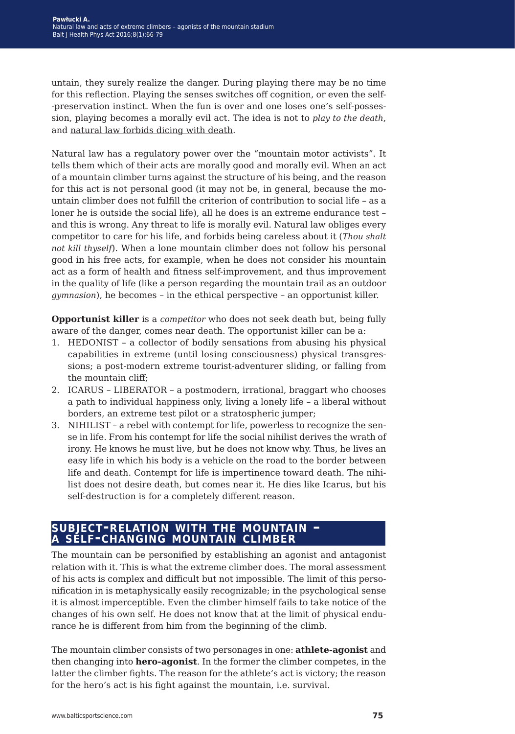untain, they surely realize the danger. During playing there may be no time for this reflection. Playing the senses switches off cognition, or even the self-preservation instinct. When the fun is over and one loses one's self-possession, playing becomes a morally evil act. The idea is not to *play to the death*, and natural law forbids dicing with death.

Natural law has a regulatory power over the "mountain motor activists". It tells them which of their acts are morally good and morally evil. When an act of a mountain climber turns against the structure of his being, and the reason for this act is not personal good (it may not be, in general, because the mountain climber does not fulfill the criterion of contribution to social life – as a loner he is outside the social life), all he does is an extreme endurance test – and this is wrong. Any threat to life is morally evil. Natural law obliges every competitor to care for his life, and forbids being careless about it (*Thou shalt not kill thyself*). When a lone mountain climber does not follow his personal good in his free acts, for example, when he does not consider his mountain act as a form of health and fitness self-improvement, and thus improvement in the quality of life (like a person regarding the mountain trail as an outdoor *gymnasion*), he becomes – in the ethical perspective – an opportunist killer.

**Opportunist killer** is a *competitor* who does not seek death but, being fully aware of the danger, comes near death. The opportunist killer can be a:

1. HEDONIST – a collector of bodily sensations from abusing his physical capabilities in extreme (until losing consciousness) physical transgressions; a post-modern extreme tourist-adventurer sliding, or falling from the mountain cliff;
2. ICARUS – LIBERATOR – a postmodern, irrational, braggart who chooses a path to individual happiness only, living a lonely life – a liberal without borders, an extreme test pilot or a stratospheric jumper;
3. NIHILIST – a rebel with contempt for life, powerless to recognize the sense in life. From his contempt for life the social nihilist derives the wrath of irony. He knows he must live, but he does not know why. Thus, he lives an easy life in which his body is a vehicle on the road to the border between life and death. Contempt for life is impertinence toward death. The nihilist does not desire death, but comes near it. He dies like Icarus, but his self-destruction is for a completely different reason.

## SUBJECT-RELATION WITH THE MOUNTAIN – A SELF-CHANGING MOUNTAIN CLIMBER

The mountain can be personified by establishing an agonist and antagonist relation with it. This is what the extreme climber does. The moral assessment of his acts is complex and difficult but not impossible. The limit of this personification in is metaphysically easily recognizable; in the psychological sense it is almost imperceptible. Even the climber himself fails to take notice of the changes of his own self. He does not know that at the limit of physical endurance he is different from him from the beginning of the climb.

The mountain climber consists of two personages in one: **athlete-agonist** and then changing into **hero-agonist**. In the former the climber competes, in the latter the climber fights. The reason for the athlete's act is victory; the reason for the hero's act is his fight against the mountain, i.e. survival.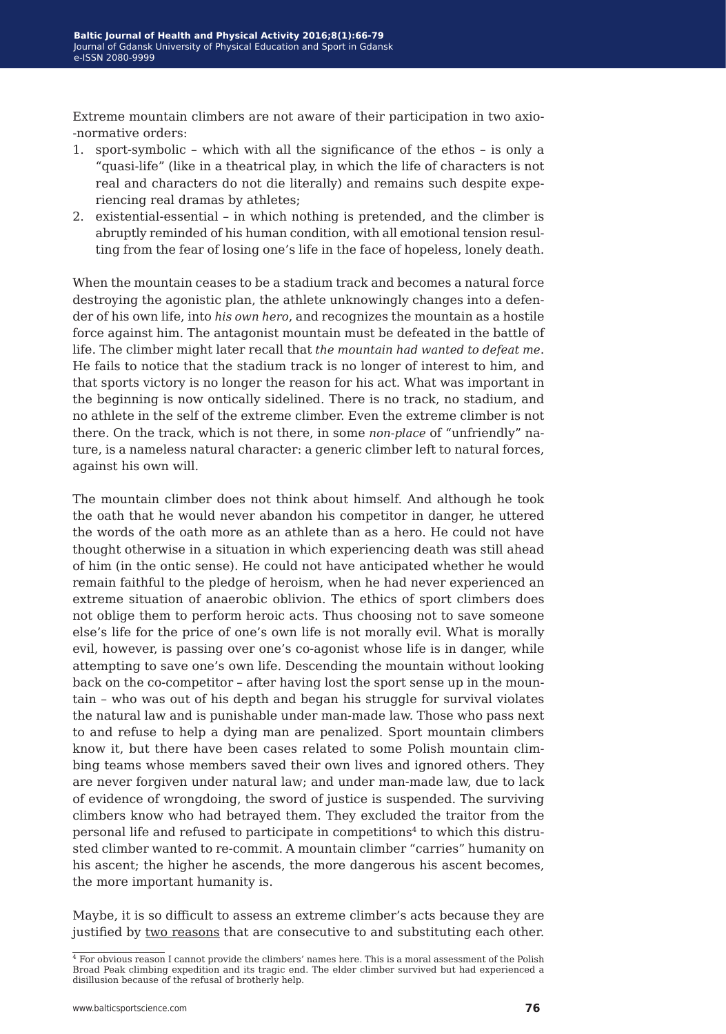Extreme mountain climbers are not aware of their participation in two axio-normative orders:

1. sport-symbolic – which with all the significance of the ethos – is only a "quasi-life" (like in a theatrical play, in which the life of characters is not real and characters do not die literally) and remains such despite experiencing real dramas by athletes;
2. existential-essential – in which nothing is pretended, and the climber is abruptly reminded of his human condition, with all emotional tension resulting from the fear of losing one's life in the face of hopeless, lonely death.

When the mountain ceases to be a stadium track and becomes a natural force destroying the agonistic plan, the athlete unknowingly changes into a defender of his own life, into *his own hero*, and recognizes the mountain as a hostile force against him. The antagonist mountain must be defeated in the battle of life. The climber might later recall that *the mountain had wanted to defeat me*. He fails to notice that the stadium track is no longer of interest to him, and that sports victory is no longer the reason for his act. What was important in the beginning is now ontically sidelined. There is no track, no stadium, and no athlete in the self of the extreme climber. Even the extreme climber is not there. On the track, which is not there, in some *non-place* of "unfriendly" nature, is a nameless natural character: a generic climber left to natural forces, against his own will.

The mountain climber does not think about himself. And although he took the oath that he would never abandon his competitor in danger, he uttered the words of the oath more as an athlete than as a hero. He could not have thought otherwise in a situation in which experiencing death was still ahead of him (in the ontic sense). He could not have anticipated whether he would remain faithful to the pledge of heroism, when he had never experienced an extreme situation of anaerobic oblivion. The ethics of sport climbers does not oblige them to perform heroic acts. Thus choosing not to save someone else's life for the price of one's own life is not morally evil. What is morally evil, however, is passing over one's co-agonist whose life is in danger, while attempting to save one's own life. Descending the mountain without looking back on the co-competitor – after having lost the sport sense up in the mountain – who was out of his depth and began his struggle for survival violates the natural law and is punishable under man-made law. Those who pass next to and refuse to help a dying man are penalized. Sport mountain climbers know it, but there have been cases related to some Polish mountain climbing teams whose members saved their own lives and ignored others. They are never forgiven under natural law; and under man-made law, due to lack of evidence of wrongdoing, the sword of justice is suspended. The surviving climbers know who had betrayed them. They excluded the traitor from the personal life and refused to participate in competitions[4] to which this distrusted climber wanted to re-commit. A mountain climber "carries" humanity on his ascent; the higher he ascends, the more dangerous his ascent becomes, the more important humanity is.

Maybe, it is so difficult to assess an extreme climber's acts because they are justified by <u>two reasons</u> that are consecutive to and substituting each other.

[4] For obvious reason I cannot provide the climbers' names here. This is a moral assessment of the Polish Broad Peak climbing expedition and its tragic end. The elder climber survived but had experienced a disillusion because of the refusal of brotherly help.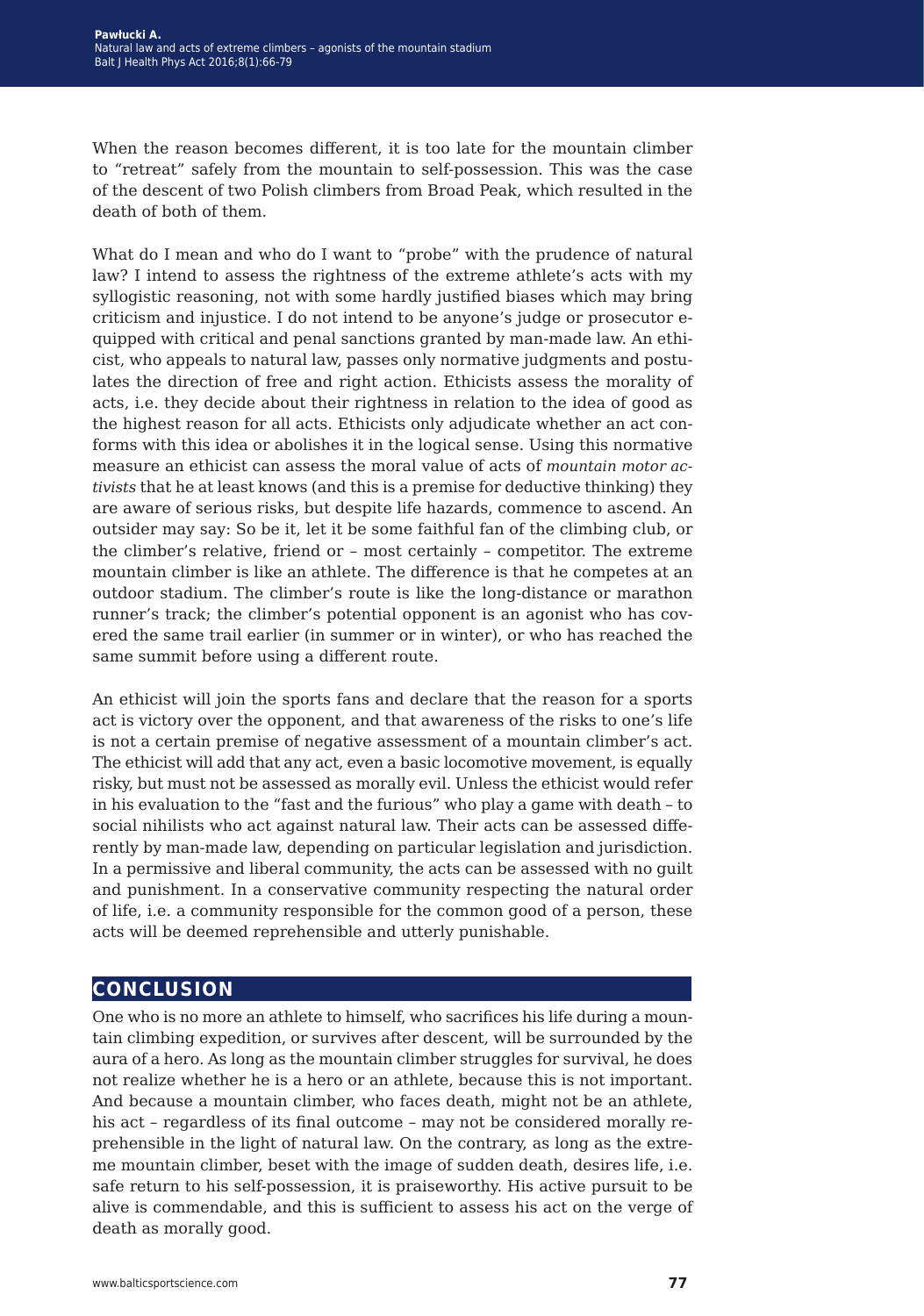When the reason becomes different, it is too late for the mountain climber to "retreat" safely from the mountain to self-possession. This was the case of the descent of two Polish climbers from Broad Peak, which resulted in the death of both of them.

What do I mean and who do I want to "probe" with the prudence of natural law? I intend to assess the rightness of the extreme athlete's acts with my syllogistic reasoning, not with some hardly justified biases which may bring criticism and injustice. I do not intend to be anyone's judge or prosecutor equipped with critical and penal sanctions granted by man-made law. An ethicist, who appeals to natural law, passes only normative judgments and postulates the direction of free and right action. Ethicists assess the morality of acts, i.e. they decide about their rightness in relation to the idea of good as the highest reason for all acts. Ethicists only adjudicate whether an act conforms with this idea or abolishes it in the logical sense. Using this normative measure an ethicist can assess the moral value of acts of *mountain motor activists* that he at least knows (and this is a premise for deductive thinking) they are aware of serious risks, but despite life hazards, commence to ascend. An outsider may say: So be it, let it be some faithful fan of the climbing club, or the climber's relative, friend or – most certainly – competitor. The extreme mountain climber is like an athlete. The difference is that he competes at an outdoor stadium. The climber's route is like the long-distance or marathon runner's track; the climber's potential opponent is an agonist who has covered the same trail earlier (in summer or in winter), or who has reached the same summit before using a different route.

An ethicist will join the sports fans and declare that the reason for a sports act is victory over the opponent, and that awareness of the risks to one's life is not a certain premise of negative assessment of a mountain climber's act. The ethicist will add that any act, even a basic locomotive movement, is equally risky, but must not be assessed as morally evil. Unless the ethicist would refer in his evaluation to the "fast and the furious" who play a game with death – to social nihilists who act against natural law. Their acts can be assessed differently by man-made law, depending on particular legislation and jurisdiction. In a permissive and liberal community, the acts can be assessed with no guilt and punishment. In a conservative community respecting the natural order of life, i.e. a community responsible for the common good of a person, these acts will be deemed reprehensible and utterly punishable.

## CONCLUSION

One who is no more an athlete to himself, who sacrifices his life during a mountain climbing expedition, or survives after descent, will be surrounded by the aura of a hero. As long as the mountain climber struggles for survival, he does not realize whether he is a hero or an athlete, because this is not important. And because a mountain climber, who faces death, might not be an athlete, his act – regardless of its final outcome – may not be considered morally reprehensible in the light of natural law. On the contrary, as long as the extreme mountain climber, beset with the image of sudden death, desires life, i.e. safe return to his self-possession, it is praiseworthy. His active pursuit to be alive is commendable, and this is sufficient to assess his act on the verge of death as morally good.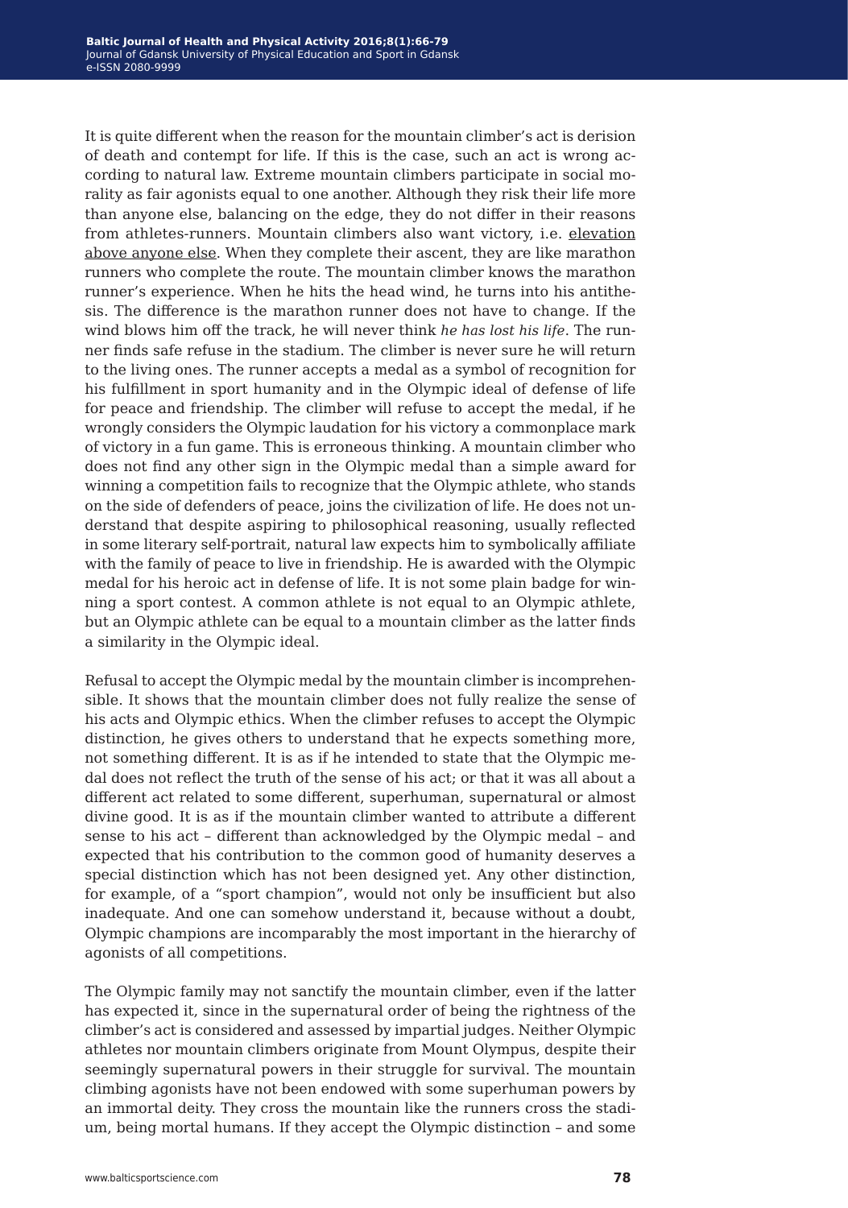It is quite different when the reason for the mountain climber's act is derision of death and contempt for life. If this is the case, such an act is wrong according to natural law. Extreme mountain climbers participate in social morality as fair agonists equal to one another. Although they risk their life more than anyone else, balancing on the edge, they do not differ in their reasons from athletes-runners. Mountain climbers also want victory, i.e. <u>elevation above anyone else</u>. When they complete their ascent, they are like marathon runners who complete the route. The mountain climber knows the marathon runner's experience. When he hits the head wind, he turns into his antithesis. The difference is the marathon runner does not have to change. If the wind blows him off the track, he will never think *he has lost his life*. The runner finds safe refuse in the stadium. The climber is never sure he will return to the living ones. The runner accepts a medal as a symbol of recognition for his fulfillment in sport humanity and in the Olympic ideal of defense of life for peace and friendship. The climber will refuse to accept the medal, if he wrongly considers the Olympic laudation for his victory a commonplace mark of victory in a fun game. This is erroneous thinking. A mountain climber who does not find any other sign in the Olympic medal than a simple award for winning a competition fails to recognize that the Olympic athlete, who stands on the side of defenders of peace, joins the civilization of life. He does not understand that despite aspiring to philosophical reasoning, usually reflected in some literary self-portrait, natural law expects him to symbolically affiliate with the family of peace to live in friendship. He is awarded with the Olympic medal for his heroic act in defense of life. It is not some plain badge for winning a sport contest. A common athlete is not equal to an Olympic athlete, but an Olympic athlete can be equal to a mountain climber as the latter finds a similarity in the Olympic ideal.

Refusal to accept the Olympic medal by the mountain climber is incomprehensible. It shows that the mountain climber does not fully realize the sense of his acts and Olympic ethics. When the climber refuses to accept the Olympic distinction, he gives others to understand that he expects something more, not something different. It is as if he intended to state that the Olympic medal does not reflect the truth of the sense of his act; or that it was all about a different act related to some different, superhuman, supernatural or almost divine good. It is as if the mountain climber wanted to attribute a different sense to his act – different than acknowledged by the Olympic medal – and expected that his contribution to the common good of humanity deserves a special distinction which has not been designed yet. Any other distinction, for example, of a "sport champion", would not only be insufficient but also inadequate. And one can somehow understand it, because without a doubt, Olympic champions are incomparably the most important in the hierarchy of agonists of all competitions.

The Olympic family may not sanctify the mountain climber, even if the latter has expected it, since in the supernatural order of being the rightness of the climber's act is considered and assessed by impartial judges. Neither Olympic athletes nor mountain climbers originate from Mount Olympus, despite their seemingly supernatural powers in their struggle for survival. The mountain climbing agonists have not been endowed with some superhuman powers by an immortal deity. They cross the mountain like the runners cross the stadium, being mortal humans. If they accept the Olympic distinction – and some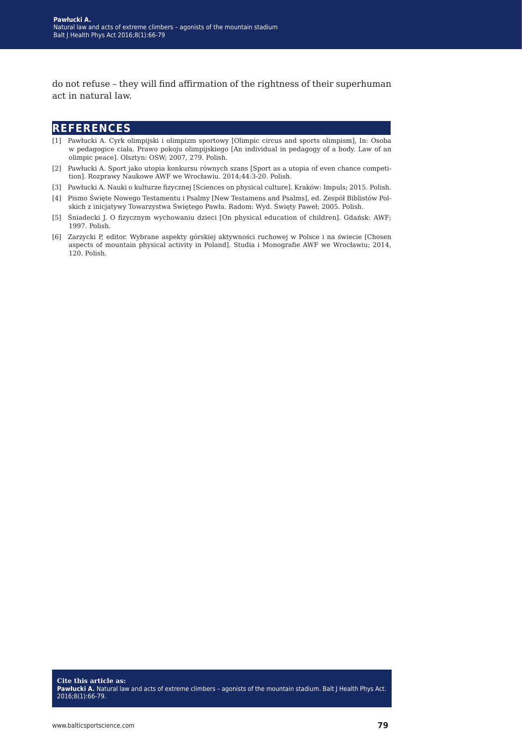do not refuse – they will find affirmation of the rightness of their superhuman act in natural law.

## REFERENCES

[1] Pawłucki A. Cyrk olimpijski i olimpizm sportowy [Olimpic circus and sports olimpism], In: Osoba w pedagogice ciała. Prawo pokoju olimpijskiego [An individual in pedagogy of a body. Law of an olimpic peace]. Olsztyn: OSW; 2007, 279. Polish.

[2] Pawłucki A. Sport jako utopia konkursu równych szans [Sport as a utopia of even chance competition]. Rozprawy Naukowe AWF we Wrocławiu. 2014;44:3-20. Polish.

[3] Pawłucki A. Nauki o kulturze fizycznej [Sciences on physical culture]. Kraków: Impuls; 2015. Polish.

[4] Pismo Święte Nowego Testamentu i Psalmy [New Testamens and Psalms], ed. Zespół Biblistów Polskich z inicjatywy Towarzystwa Świętego Pawła. Radom: Wyd. Święty Paweł; 2005. Polish.

[5] Śniadecki J. O fizycznym wychowaniu dzieci [On physical education of children]. Gdańsk: AWF; 1997. Polish.

[6] Zarzycki P, editor. Wybrane aspekty górskiej aktywności ruchowej w Polsce i na świecie [Chosen aspects of mountain physical activity in Poland]. Studia i Monografie AWF we Wrocławiu; 2014, 120. Polish.

**Cite this article as:**
**Pawłucki A.** Natural law and acts of extreme climbers – agonists of the mountain stadium. Balt J Health Phys Act. 2016;8(1):66-79.